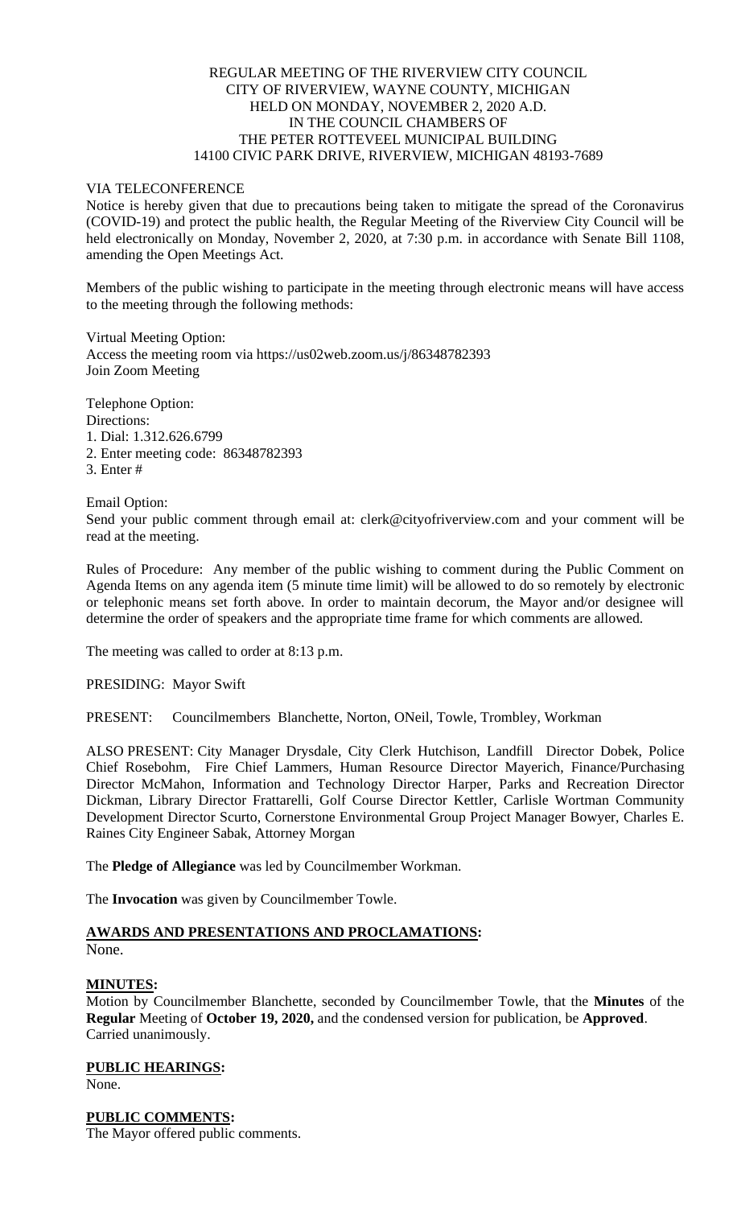REGULAR MEETING OF THE RIVERVIEW CITY COUNCIL
CITY OF RIVERVIEW, WAYNE COUNTY, MICHIGAN
HELD ON MONDAY, NOVEMBER 2, 2020 A.D.
IN THE COUNCIL CHAMBERS OF
THE PETER ROTTEVEEL MUNICIPAL BUILDING
14100 CIVIC PARK DRIVE, RIVERVIEW, MICHIGAN 48193-7689

VIA TELECONFERENCE

Notice is hereby given that due to precautions being taken to mitigate the spread of the Coronavirus (COVID-19) and protect the public health, the Regular Meeting of the Riverview City Council will be held electronically on Monday, November 2, 2020, at 7:30 p.m. in accordance with Senate Bill 1108, amending the Open Meetings Act.

Members of the public wishing to participate in the meeting through electronic means will have access to the meeting through the following methods:

Virtual Meeting Option:
Access the meeting room via https://us02web.zoom.us/j/86348782393
Join Zoom Meeting

Telephone Option:
Directions:
1. Dial: 1.312.626.6799
2. Enter meeting code: 86348782393
3. Enter #

Email Option:
Send your public comment through email at: clerk@cityofriverview.com and your comment will be read at the meeting.

Rules of Procedure: Any member of the public wishing to comment during the Public Comment on Agenda Items on any agenda item (5 minute time limit) will be allowed to do so remotely by electronic or telephonic means set forth above. In order to maintain decorum, the Mayor and/or designee will determine the order of speakers and the appropriate time frame for which comments are allowed.

The meeting was called to order at 8:13 p.m.

PRESIDING: Mayor Swift

PRESENT: Councilmembers Blanchette, Norton, ONeil, Towle, Trombley, Workman

ALSO PRESENT: City Manager Drysdale, City Clerk Hutchison, Landfill Director Dobek, Police Chief Rosebohm, Fire Chief Lammers, Human Resource Director Mayerich, Finance/Purchasing Director McMahon, Information and Technology Director Harper, Parks and Recreation Director Dickman, Library Director Frattarelli, Golf Course Director Kettler, Carlisle Wortman Community Development Director Scurto, Cornerstone Environmental Group Project Manager Bowyer, Charles E. Raines City Engineer Sabak, Attorney Morgan

The **Pledge of Allegiance** was led by Councilmember Workman.

The **Invocation** was given by Councilmember Towle.

**AWARDS AND PRESENTATIONS AND PROCLAMATIONS:**
None.

**MINUTES:**
Motion by Councilmember Blanchette, seconded by Councilmember Towle, that the **Minutes** of the **Regular** Meeting of **October 19, 2020,** and the condensed version for publication, be **Approved**. Carried unanimously.

**PUBLIC HEARINGS:**
None.

**PUBLIC COMMENTS:**
The Mayor offered public comments.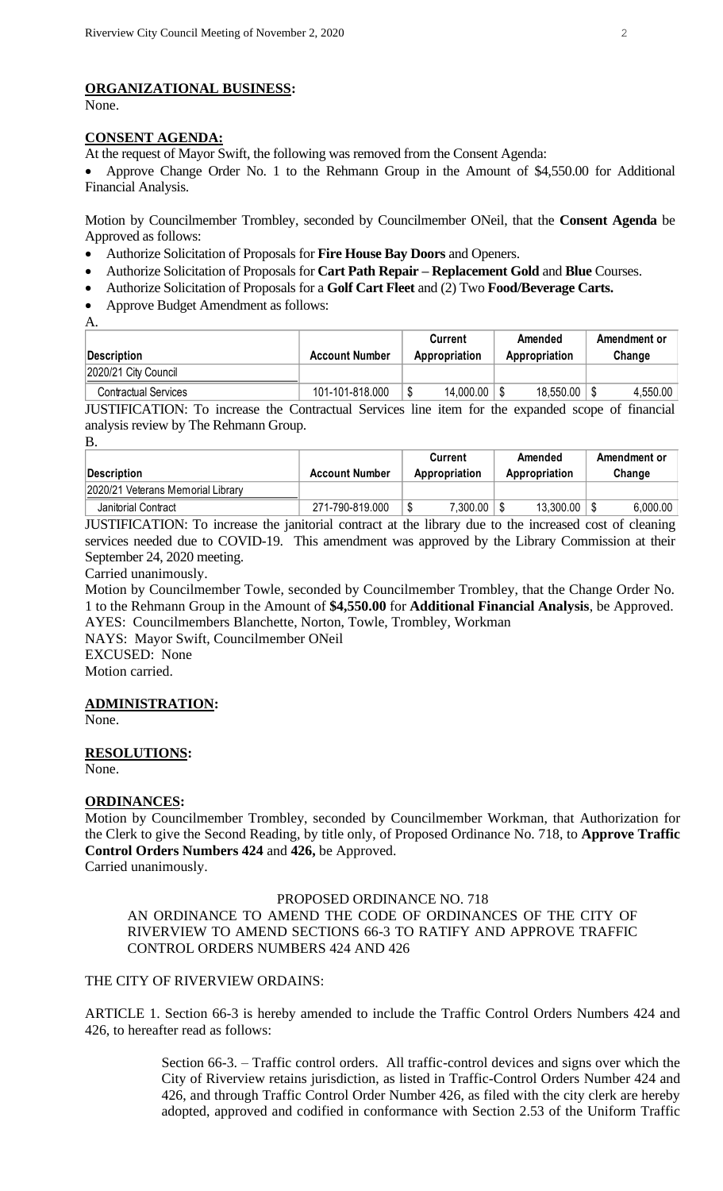**ORGANIZATIONAL BUSINESS:**

None.

**CONSENT AGENDA:**

At the request of Mayor Swift, the following was removed from the Consent Agenda:

- Approve Change Order No. 1 to the Rehmann Group in the Amount of $4,550.00 for Additional Financial Analysis.

Motion by Councilmember Trombley, seconded by Councilmember ONeil, that the **Consent Agenda** be Approved as follows:

- Authorize Solicitation of Proposals for **Fire House Bay Doors** and Openers.
- Authorize Solicitation of Proposals for **Cart Path Repair – Replacement Gold** and **Blue** Courses.
- Authorize Solicitation of Proposals for a **Golf Cart Fleet** and (2) Two **Food/Beverage Carts.**
- Approve Budget Amendment as follows:

A.

| Description | Account Number | Current Appropriation | Amended Appropriation | Amendment or Change |
|---|---|---|---|---|
| 2020/21 City Council | | | | |
| Contractual Services | 101-101-818.000 | $ 14,000.00 | $ 18,550.00 | $ 4,550.00 |

JUSTIFICATION: To increase the Contractual Services line item for the expanded scope of financial analysis review by The Rehmann Group.

B.

| Description | Account Number | Current Appropriation | Amended Appropriation | Amendment or Change |
|---|---|---|---|---|
| 2020/21 Veterans Memorial Library | | | | |
| Janitorial Contract | 271-790-819.000 | $ 7,300.00 | $ 13,300.00 | $ 6,000.00 |

JUSTIFICATION: To increase the janitorial contract at the library due to the increased cost of cleaning services needed due to COVID-19. This amendment was approved by the Library Commission at their September 24, 2020 meeting.

Carried unanimously.

Motion by Councilmember Towle, seconded by Councilmember Trombley, that the Change Order No. 1 to the Rehmann Group in the Amount of **$4,550.00** for **Additional Financial Analysis**, be Approved.

AYES: Councilmembers Blanchette, Norton, Towle, Trombley, Workman

NAYS: Mayor Swift, Councilmember ONeil

EXCUSED: None

Motion carried.

**ADMINISTRATION:**

None.

**RESOLUTIONS:**

None.

**ORDINANCES:**

Motion by Councilmember Trombley, seconded by Councilmember Workman, that Authorization for the Clerk to give the Second Reading, by title only, of Proposed Ordinance No. 718, to **Approve Traffic Control Orders Numbers 424** and **426,** be Approved.

Carried unanimously.

PROPOSED ORDINANCE NO. 718

AN ORDINANCE TO AMEND THE CODE OF ORDINANCES OF THE CITY OF RIVERVIEW TO AMEND SECTIONS 66-3 TO RATIFY AND APPROVE TRAFFIC CONTROL ORDERS NUMBERS 424 AND 426

THE CITY OF RIVERVIEW ORDAINS:

ARTICLE 1. Section 66-3 is hereby amended to include the Traffic Control Orders Numbers 424 and 426, to hereafter read as follows:

> Section 66-3. – Traffic control orders. All traffic-control devices and signs over which the City of Riverview retains jurisdiction, as listed in Traffic-Control Orders Number 424 and 426, and through Traffic Control Order Number 426, as filed with the city clerk are hereby adopted, approved and codified in conformance with Section 2.53 of the Uniform Traffic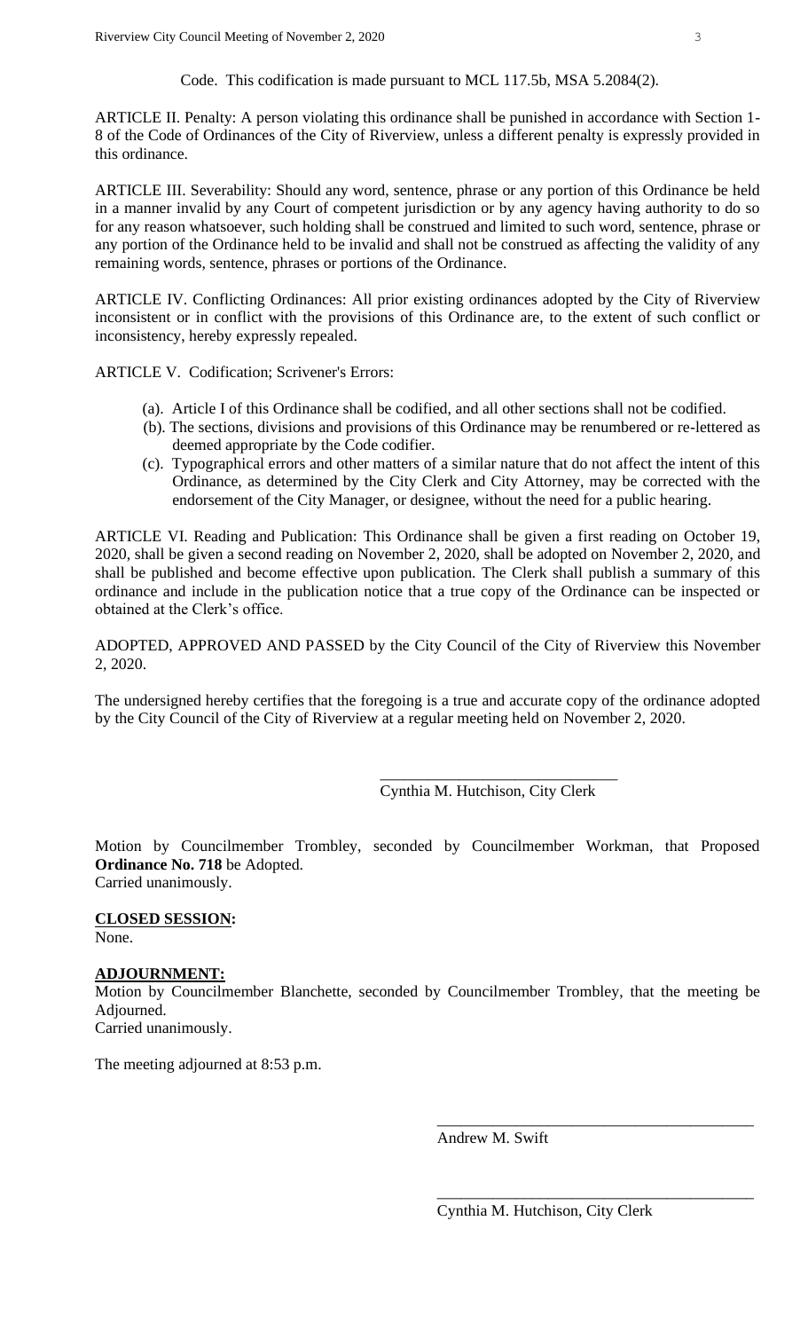Code. This codification is made pursuant to MCL 117.5b, MSA 5.2084(2).

ARTICLE II. Penalty: A person violating this ordinance shall be punished in accordance with Section 1-8 of the Code of Ordinances of the City of Riverview, unless a different penalty is expressly provided in this ordinance.

ARTICLE III. Severability: Should any word, sentence, phrase or any portion of this Ordinance be held in a manner invalid by any Court of competent jurisdiction or by any agency having authority to do so for any reason whatsoever, such holding shall be construed and limited to such word, sentence, phrase or any portion of the Ordinance held to be invalid and shall not be construed as affecting the validity of any remaining words, sentence, phrases or portions of the Ordinance.

ARTICLE IV. Conflicting Ordinances: All prior existing ordinances adopted by the City of Riverview inconsistent or in conflict with the provisions of this Ordinance are, to the extent of such conflict or inconsistency, hereby expressly repealed.

ARTICLE V. Codification; Scrivener's Errors:

(a). Article I of this Ordinance shall be codified, and all other sections shall not be codified.
(b). The sections, divisions and provisions of this Ordinance may be renumbered or re-lettered as deemed appropriate by the Code codifier.
(c). Typographical errors and other matters of a similar nature that do not affect the intent of this Ordinance, as determined by the City Clerk and City Attorney, may be corrected with the endorsement of the City Manager, or designee, without the need for a public hearing.

ARTICLE VI. Reading and Publication: This Ordinance shall be given a first reading on October 19, 2020, shall be given a second reading on November 2, 2020, shall be adopted on November 2, 2020, and shall be published and become effective upon publication. The Clerk shall publish a summary of this ordinance and include in the publication notice that a true copy of the Ordinance can be inspected or obtained at the Clerk's office.

ADOPTED, APPROVED AND PASSED by the City Council of the City of Riverview this November 2, 2020.

The undersigned hereby certifies that the foregoing is a true and accurate copy of the ordinance adopted by the City Council of the City of Riverview at a regular meeting held on November 2, 2020.

\_\_\_\_\_\_\_\_\_\_\_\_\_\_\_\_\_\_\_\_\_\_\_\_\_\_\_\_\_\_

Cynthia M. Hutchison, City Clerk

Motion by Councilmember Trombley, seconded by Councilmember Workman, that Proposed **Ordinance No. 718** be Adopted.
Carried unanimously.

**CLOSED SESSION:**
None.

**ADJOURNMENT:**
Motion by Councilmember Blanchette, seconded by Councilmember Trombley, that the meeting be Adjourned.
Carried unanimously.

The meeting adjourned at 8:53 p.m.

\_\_\_\_\_\_\_\_\_\_\_\_\_\_\_\_\_\_\_\_\_\_\_\_\_\_\_\_\_\_

Andrew M. Swift

\_\_\_\_\_\_\_\_\_\_\_\_\_\_\_\_\_\_\_\_\_\_\_\_\_\_\_\_\_\_

Cynthia M. Hutchison, City Clerk